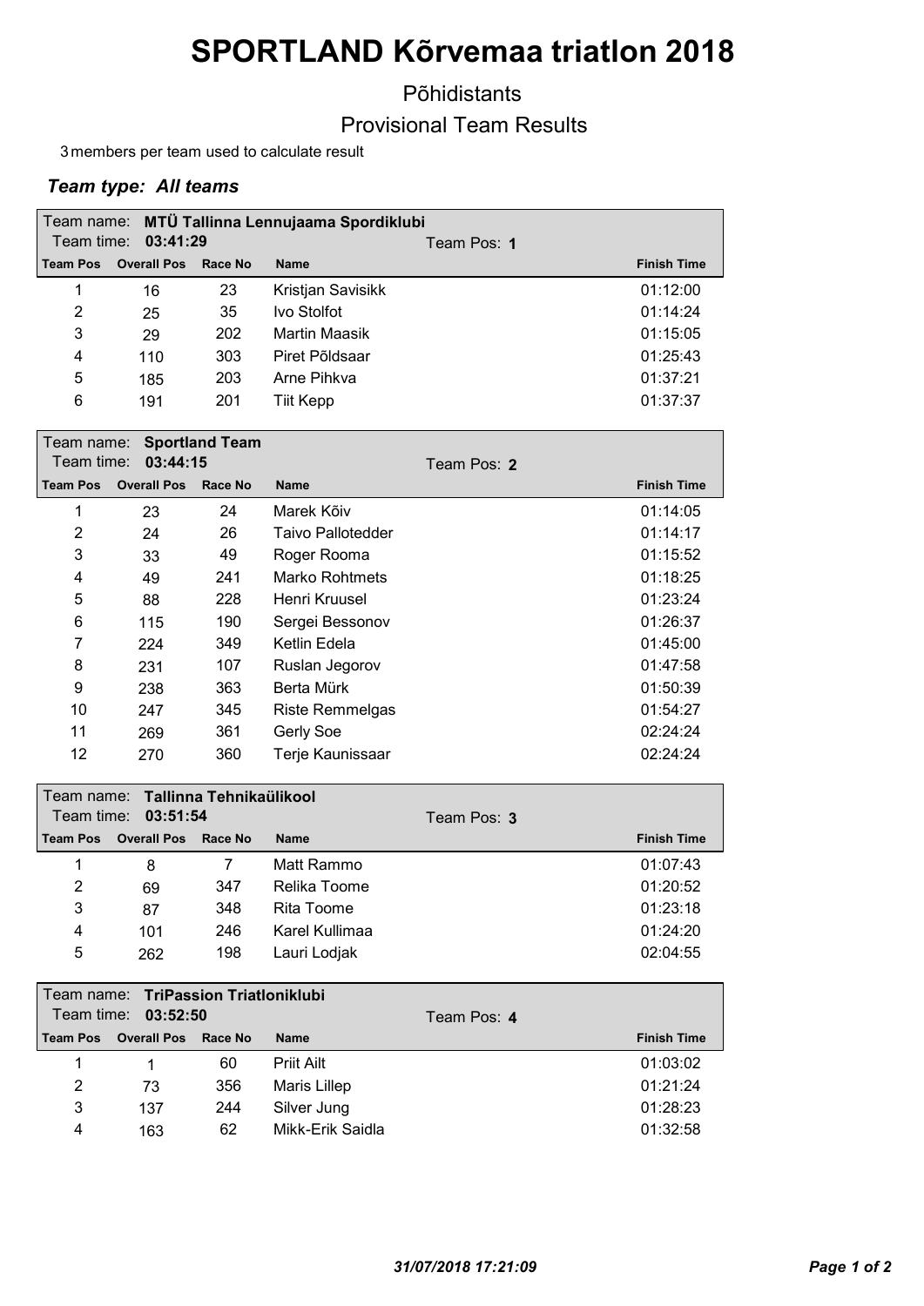# SPORTLAND Kõrvemaa triatlon 2018

## Põhidistants

## Provisional Team Results

3 members per team used to calculate result

### *Team type: All teams*

**Team name: MTÜ Tallinna Lennujaama Spordiklubi**
Team time: **03:41:29** — Team Pos: **1**

| Team Pos | Overall Pos | Race No | Name | Finish Time |
|---|---|---|---|---|
| 1 | 16 | 23 | Kristjan Savisikk | 01:12:00 |
| 2 | 25 | 35 | Ivo Stolfot | 01:14:24 |
| 3 | 29 | 202 | Martin Maasik | 01:15:05 |
| 4 | 110 | 303 | Piret Põldsaar | 01:25:43 |
| 5 | 185 | 203 | Arne Pihkva | 01:37:21 |
| 6 | 191 | 201 | Tiit Kepp | 01:37:37 |

**Team name: Sportland Team**
Team time: **03:44:15** — Team Pos: **2**

| Team Pos | Overall Pos | Race No | Name | Finish Time |
|---|---|---|---|---|
| 1 | 23 | 24 | Marek Kõiv | 01:14:05 |
| 2 | 24 | 26 | Taivo Pallotedder | 01:14:17 |
| 3 | 33 | 49 | Roger Rooma | 01:15:52 |
| 4 | 49 | 241 | Marko Rohtmets | 01:18:25 |
| 5 | 88 | 228 | Henri Kruusel | 01:23:24 |
| 6 | 115 | 190 | Sergei Bessonov | 01:26:37 |
| 7 | 224 | 349 | Ketlin Edela | 01:45:00 |
| 8 | 231 | 107 | Ruslan Jegorov | 01:47:58 |
| 9 | 238 | 363 | Berta Mürk | 01:50:39 |
| 10 | 247 | 345 | Riste Remmelgas | 01:54:27 |
| 11 | 269 | 361 | Gerly Soe | 02:24:24 |
| 12 | 270 | 360 | Terje Kaunissaar | 02:24:24 |

**Team name: Tallinna Tehnikaülikool**
Team time: **03:51:54** — Team Pos: **3**

| Team Pos | Overall Pos | Race No | Name | Finish Time |
|---|---|---|---|---|
| 1 | 8 | 7 | Matt Rammo | 01:07:43 |
| 2 | 69 | 347 | Relika Toome | 01:20:52 |
| 3 | 87 | 348 | Rita Toome | 01:23:18 |
| 4 | 101 | 246 | Karel Kullimaa | 01:24:20 |
| 5 | 262 | 198 | Lauri Lodjak | 02:04:55 |

**Team name: TriPassion Triatloniklubi**
Team time: **03:52:50** — Team Pos: **4**

| Team Pos | Overall Pos | Race No | Name | Finish Time |
|---|---|---|---|---|
| 1 | 1 | 60 | Priit Ailt | 01:03:02 |
| 2 | 73 | 356 | Maris Lillep | 01:21:24 |
| 3 | 137 | 244 | Silver Jung | 01:28:23 |
| 4 | 163 | 62 | Mikk-Erik Saidla | 01:32:58 |

*31/07/2018 17:21:09*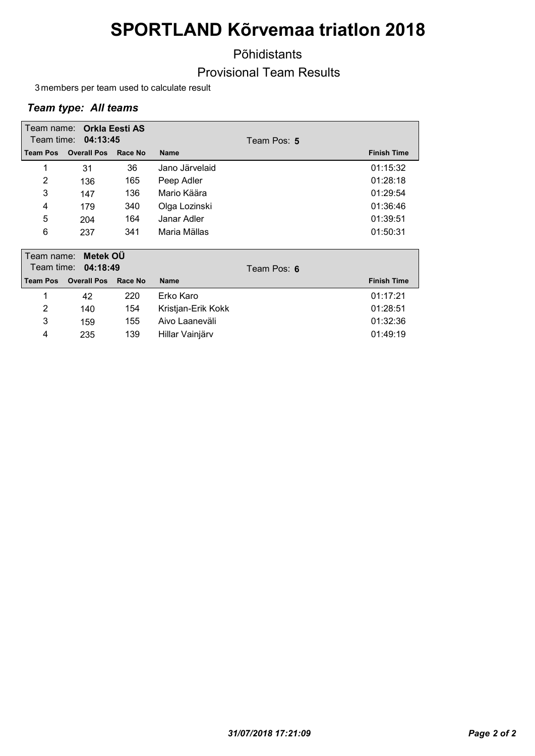# SPORTLAND Kõrvemaa triatlon 2018

Põhidistants

Provisional Team Results

3 members per team used to calculate result

***Team type: All teams***

Team name: **Orkla Eesti AS**
Team time: **04:13:45**
Team Pos: **5**

| Team Pos | Overall Pos | Race No | Name | Finish Time |
|---|---|---|---|---|
| 1 | 31 | 36 | Jano Järvelaid | 01:15:32 |
| 2 | 136 | 165 | Peep Adler | 01:28:18 |
| 3 | 147 | 136 | Mario Käära | 01:29:54 |
| 4 | 179 | 340 | Olga Lozinski | 01:36:46 |
| 5 | 204 | 164 | Janar Adler | 01:39:51 |
| 6 | 237 | 341 | Maria Mällas | 01:50:31 |

Team name: **Metek OÜ**
Team time: **04:18:49**
Team Pos: **6**

| Team Pos | Overall Pos | Race No | Name | Finish Time |
|---|---|---|---|---|
| 1 | 42 | 220 | Erko Karo | 01:17:21 |
| 2 | 140 | 154 | Kristjan-Erik Kokk | 01:28:51 |
| 3 | 159 | 155 | Aivo Laaneväli | 01:32:36 |
| 4 | 235 | 139 | Hillar Vainjärv | 01:49:19 |

*31/07/2018 17:21:09*